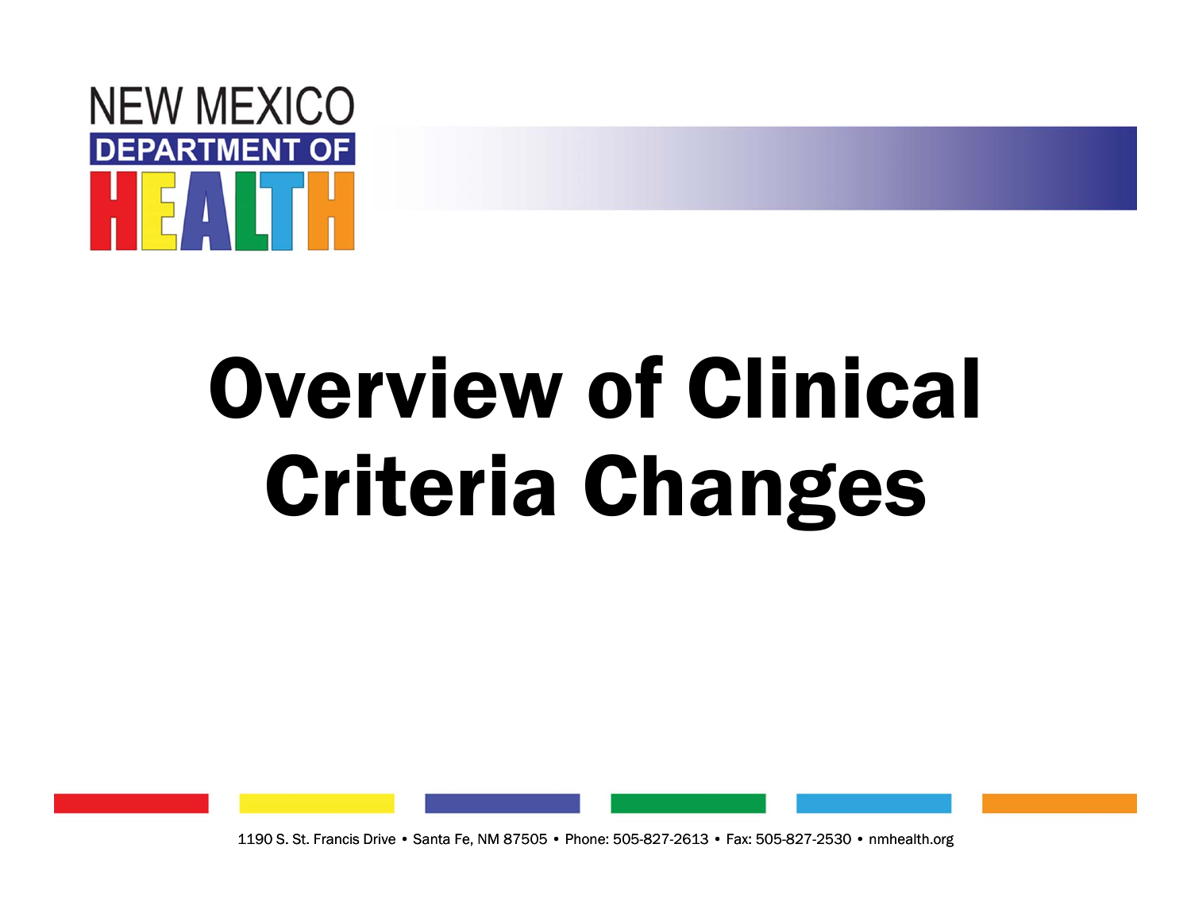NEW MEXICO DEPARTMENT OF HEALTH

# Overview of Clinical Criteria Changes

1190 S. St. Francis Drive • Santa Fe, NM 87505 • Phone: 505-827-2613 • Fax: 505-827-2530 • nmhealth.org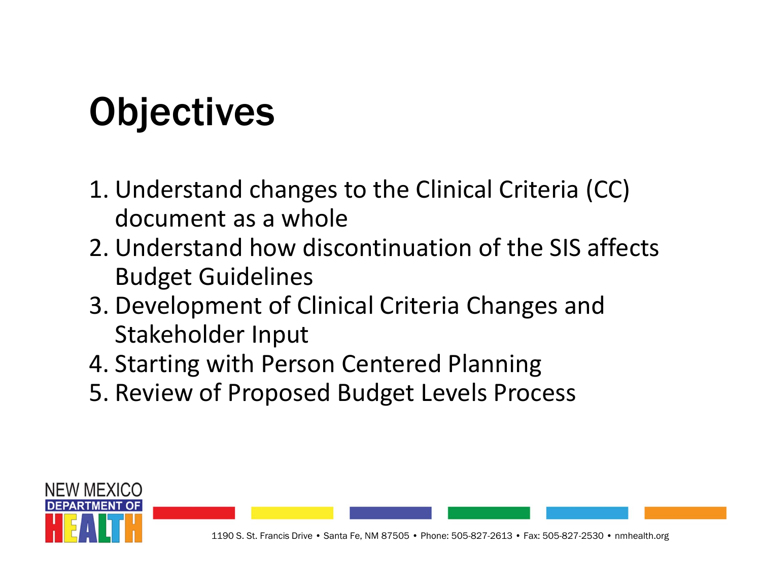# Objectives

1. Understand changes to the Clinical Criteria (CC) document as a whole
2. Understand how discontinuation of the SIS affects Budget Guidelines
3. Development of Clinical Criteria Changes and Stakeholder Input
4. Starting with Person Centered Planning
5. Review of Proposed Budget Levels Process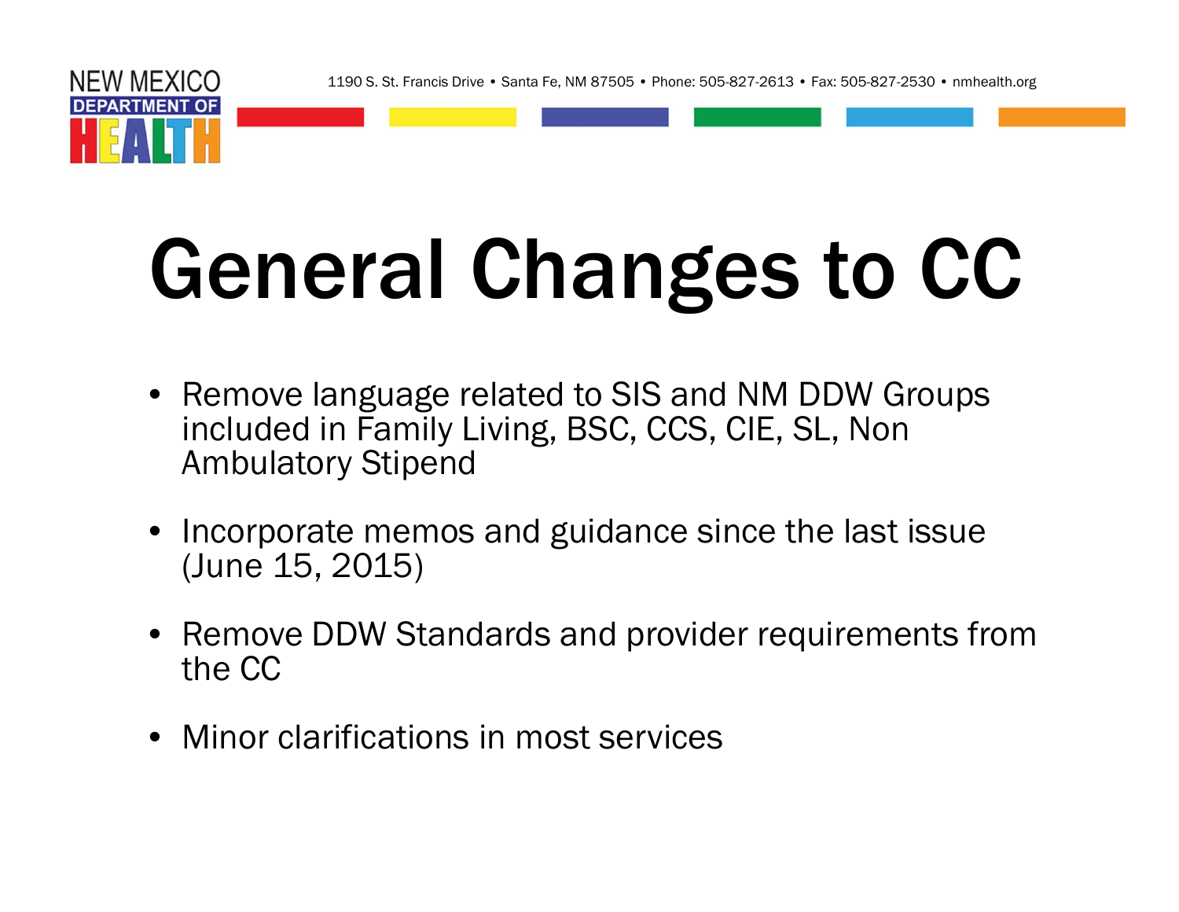# General Changes to CC

- Remove language related to SIS and NM DDW Groups included in Family Living, BSC, CCS, CIE, SL, Non Ambulatory Stipend
- Incorporate memos and guidance since the last issue (June 15, 2015)
- Remove DDW Standards and provider requirements from the CC
- Minor clarifications in most services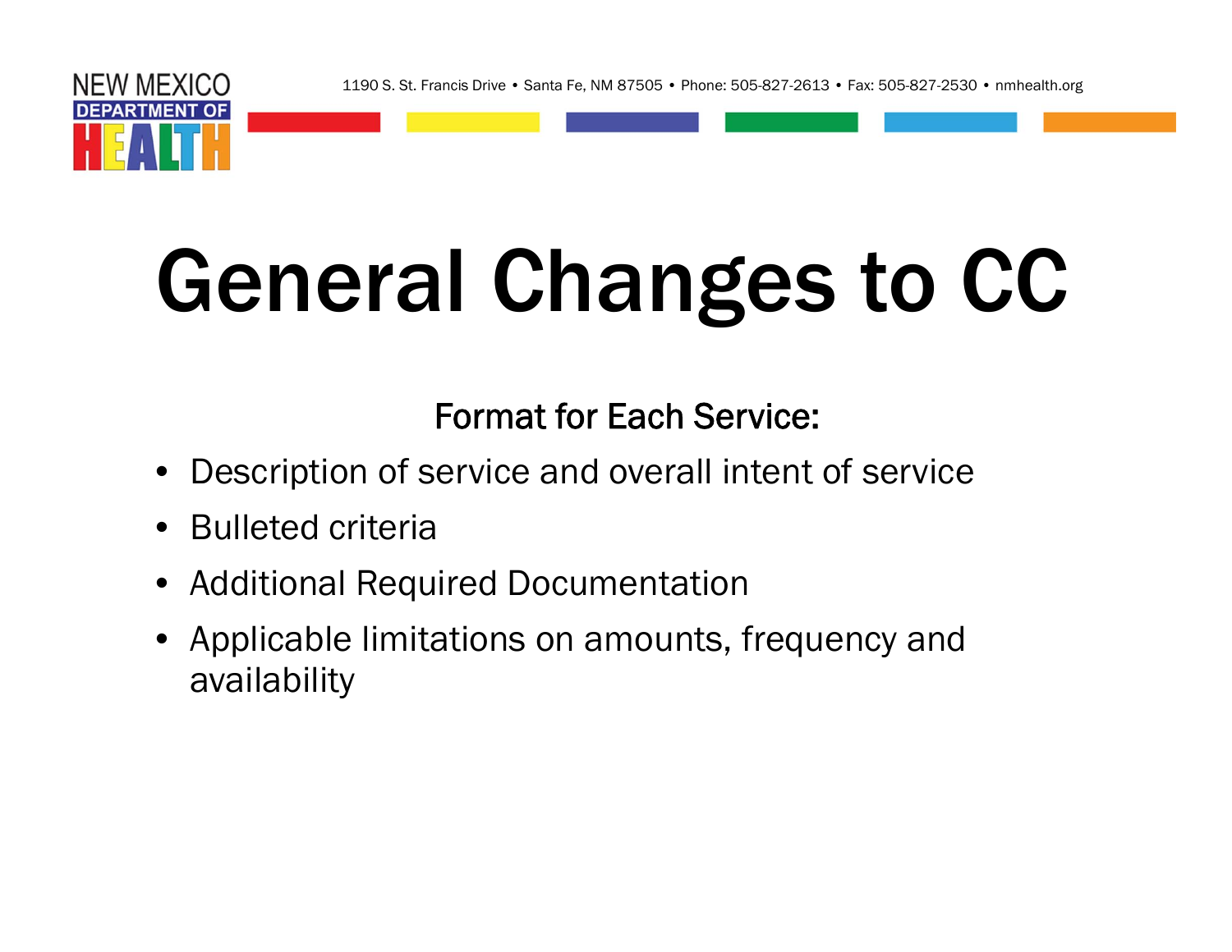# General Changes to CC

**Format for Each Service:**

- Description of service and overall intent of service
- Bulleted criteria
- Additional Required Documentation
- Applicable limitations on amounts, frequency and availability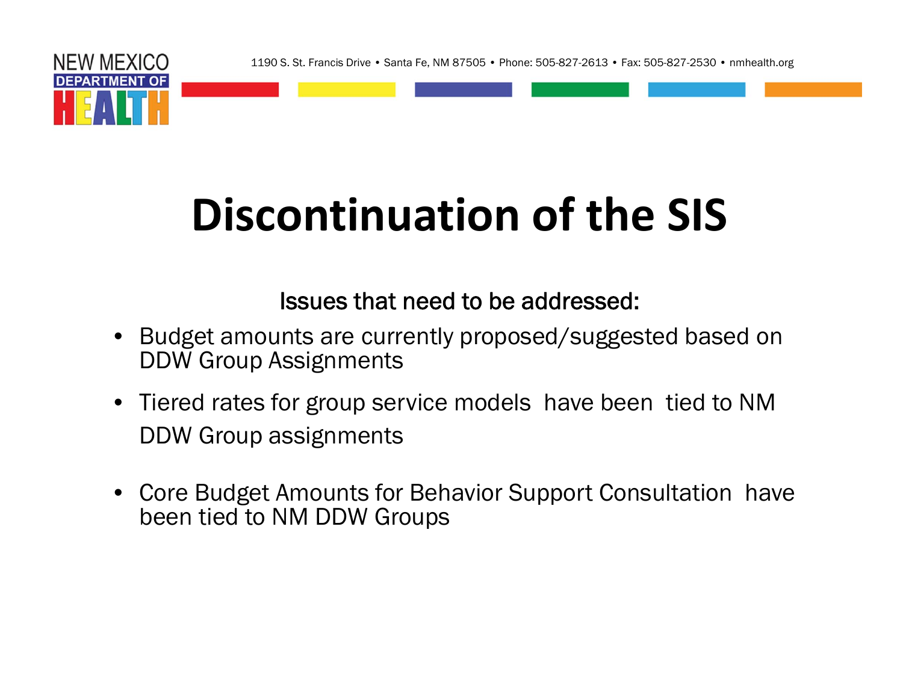# Discontinuation of the SIS

Issues that need to be addressed:

- Budget amounts are currently proposed/suggested based on DDW Group Assignments
- Tiered rates for group service models have been tied to NM DDW Group assignments
- Core Budget Amounts for Behavior Support Consultation have been tied to NM DDW Groups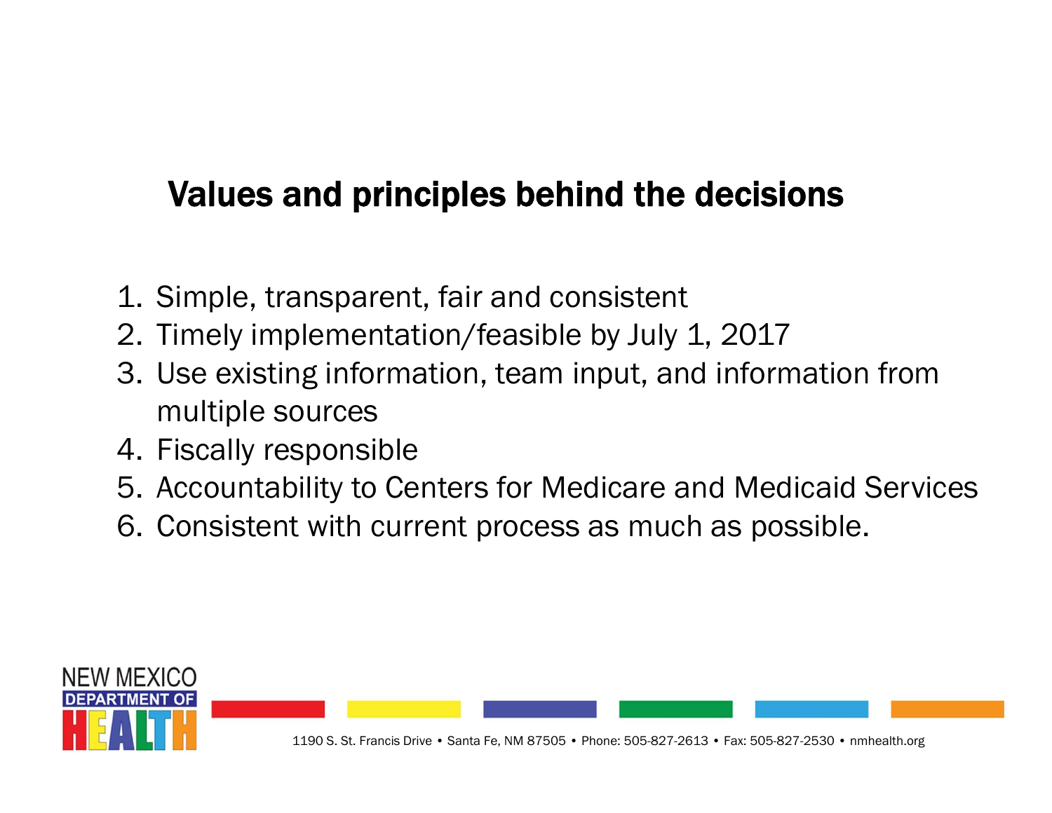# Values and principles behind the decisions

1. Simple, transparent, fair and consistent
2. Timely implementation/feasible by July 1, 2017
3. Use existing information, team input, and information from multiple sources
4. Fiscally responsible
5. Accountability to Centers for Medicare and Medicaid Services
6. Consistent with current process as much as possible.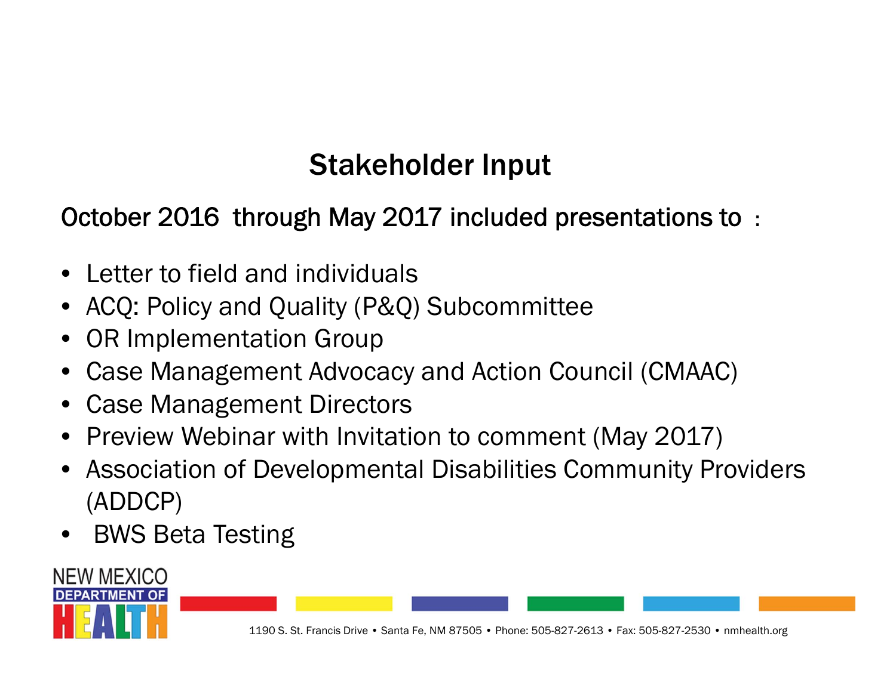# Stakeholder Input

October 2016 through May 2017 included presentations to :

- Letter to field and individuals
- ACQ: Policy and Quality (P&Q) Subcommittee
- OR Implementation Group
- Case Management Advocacy and Action Council (CMAAC)
- Case Management Directors
- Preview Webinar with Invitation to comment (May 2017)
- Association of Developmental Disabilities Community Providers (ADDCP)
- BWS Beta Testing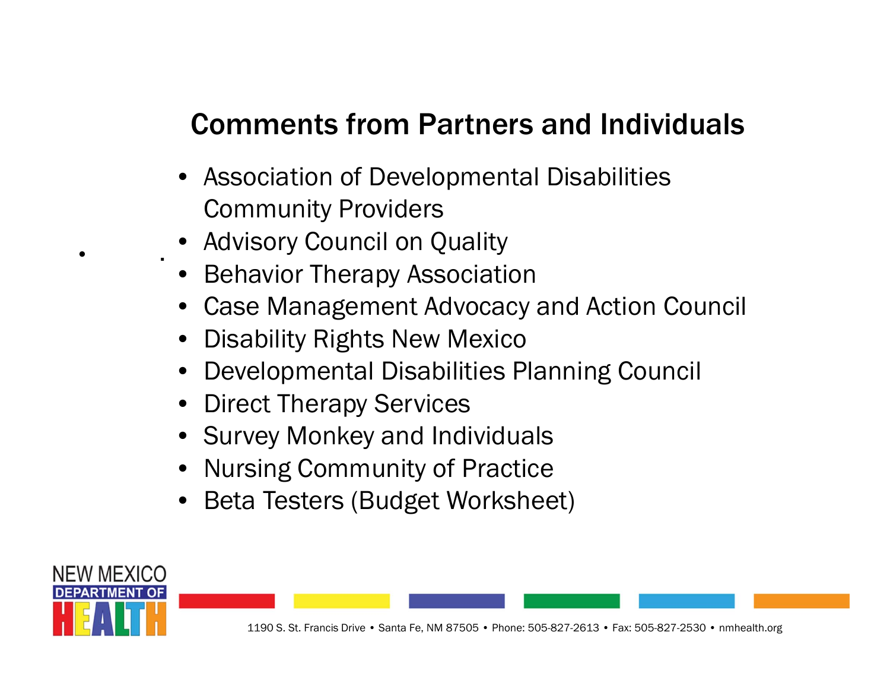## Comments from Partners and Individuals

- Association of Developmental Disabilities Community Providers
- Advisory Council on Quality
- Behavior Therapy Association
- Case Management Advocacy and Action Council
- Disability Rights New Mexico
- Developmental Disabilities Planning Council
- Direct Therapy Services
- Survey Monkey and Individuals
- Nursing Community of Practice
- Beta Testers (Budget Worksheet)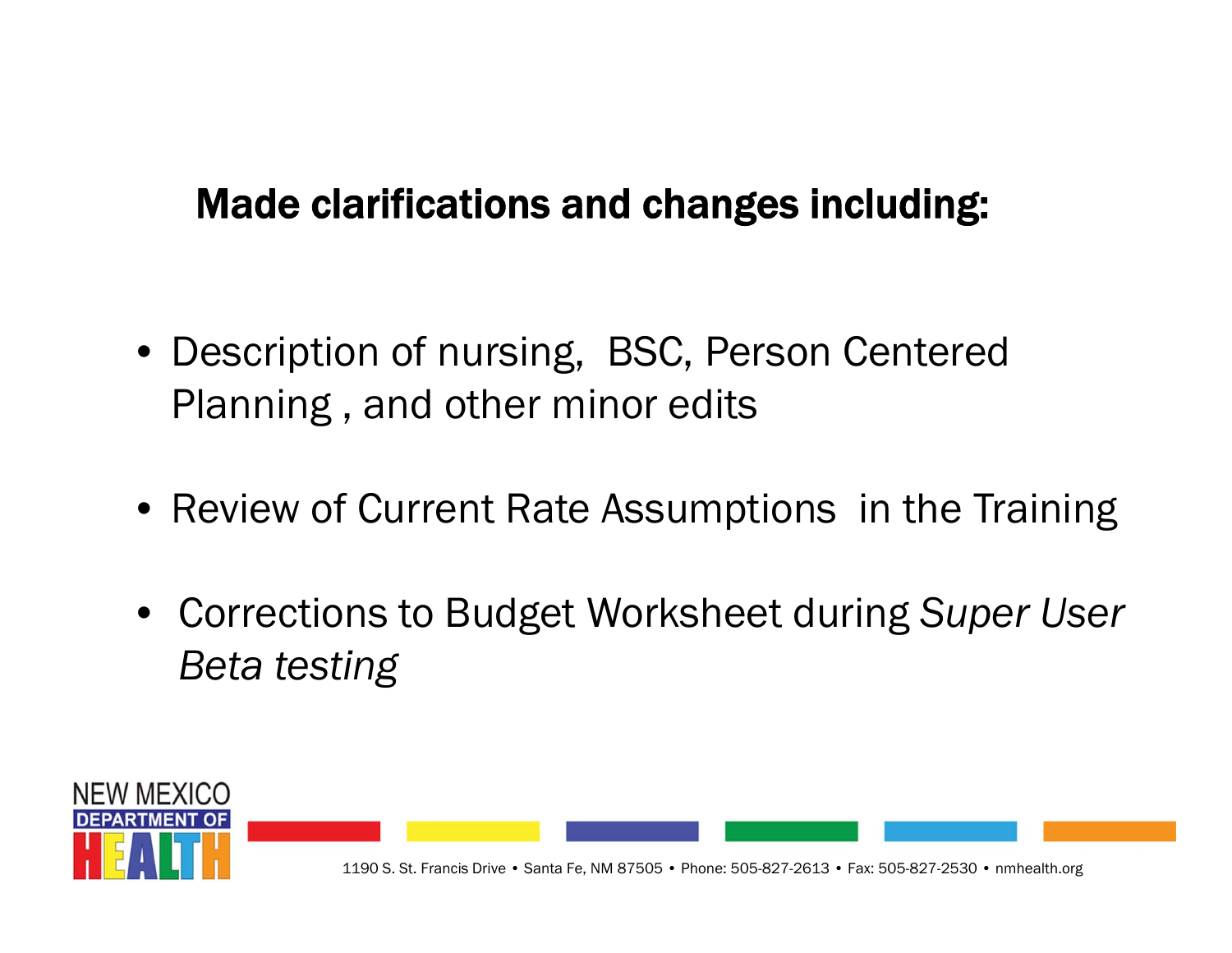## Made clarifications and changes including:

- Description of nursing,  BSC, Person Centered Planning , and other minor edits
- Review of Current Rate Assumptions  in the Training
- Corrections to Budget Worksheet during *Super User Beta testing*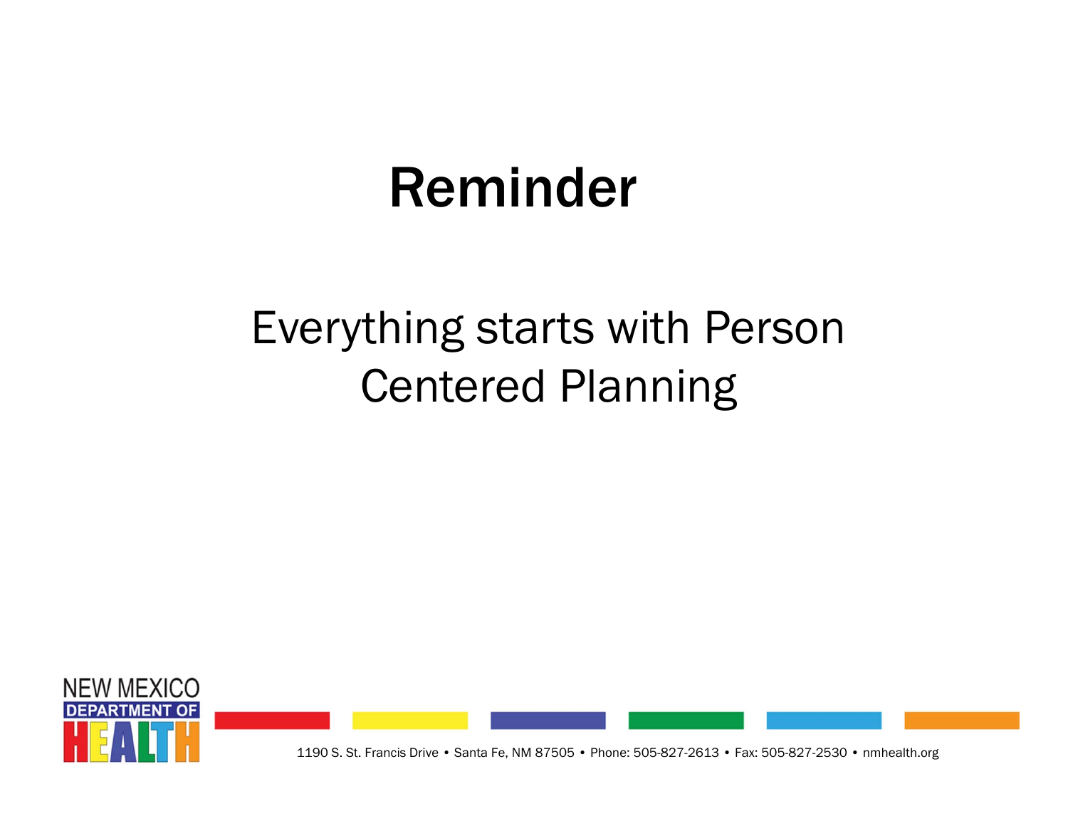# Reminder

Everything starts with Person Centered Planning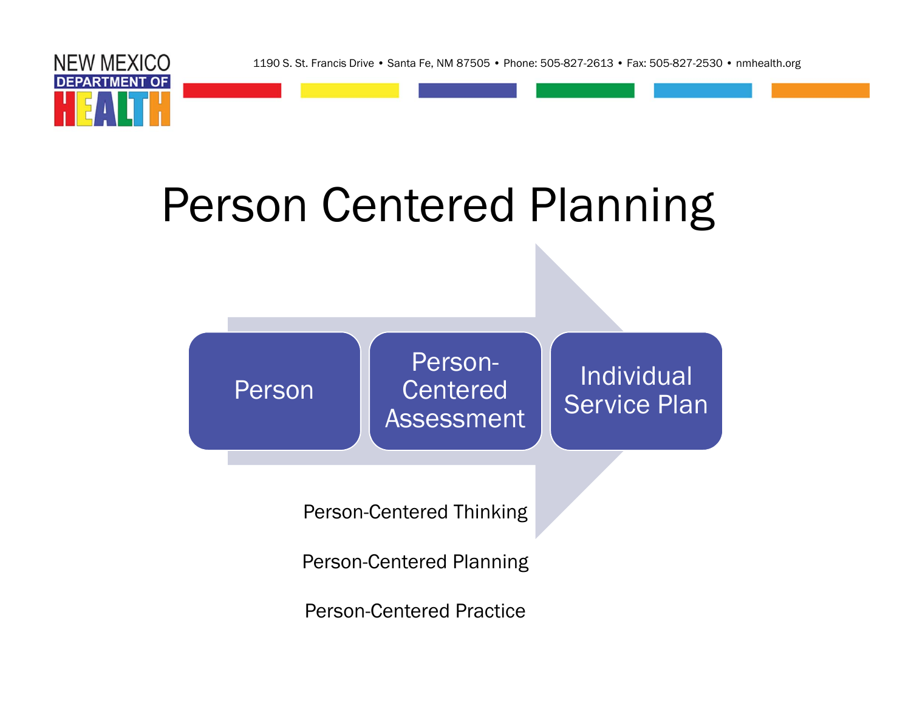# Person Centered Planning

Person → Person-Centered Assessment → Individual Service Plan

Person-Centered Thinking

Person-Centered Planning

Person-Centered Practice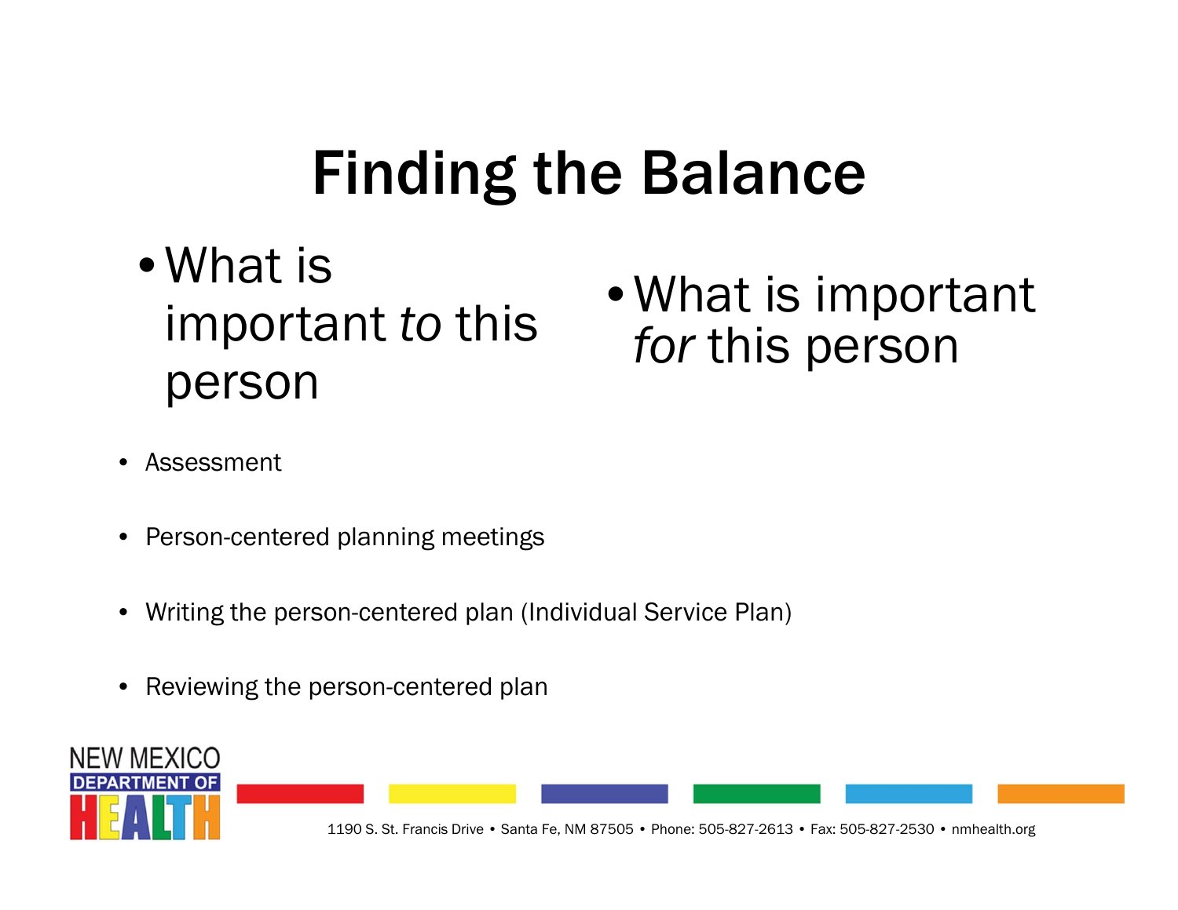# Finding the Balance

- What is important *to* this person
- What is important *for* this person

- Assessment
- Person-centered planning meetings
- Writing the person-centered plan (Individual Service Plan)
- Reviewing the person-centered plan

NEW MEXICO DEPARTMENT OF HEALTH

1190 S. St. Francis Drive • Santa Fe, NM 87505 • Phone: 505-827-2613 • Fax: 505-827-2530 • nmhealth.org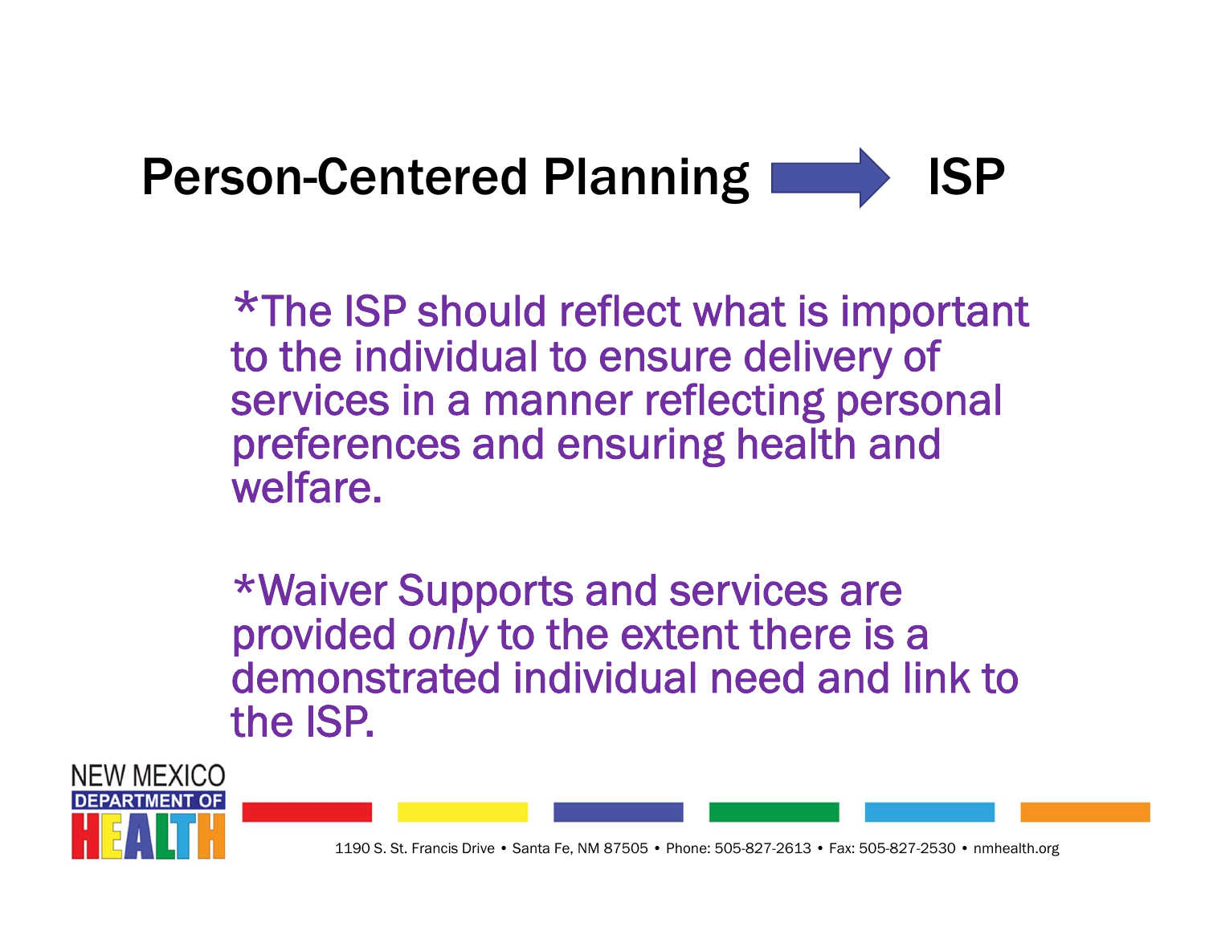# Person-Centered Planning → ISP

*The ISP should reflect what is important to the individual to ensure delivery of services in a manner reflecting personal preferences and ensuring health and welfare.

*Waiver Supports and services are provided *only* to the extent there is a demonstrated individual need and link to the ISP.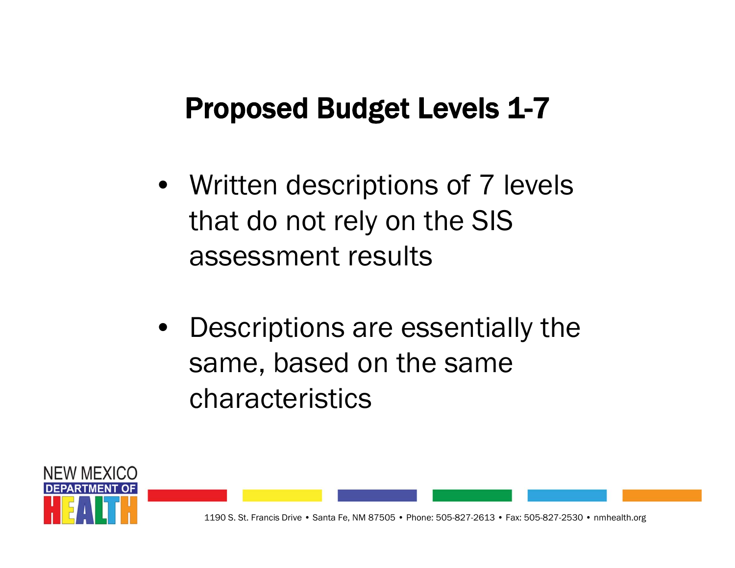# Proposed Budget Levels 1-7

- Written descriptions of 7 levels that do not rely on the SIS assessment results
- Descriptions are essentially the same, based on the same characteristics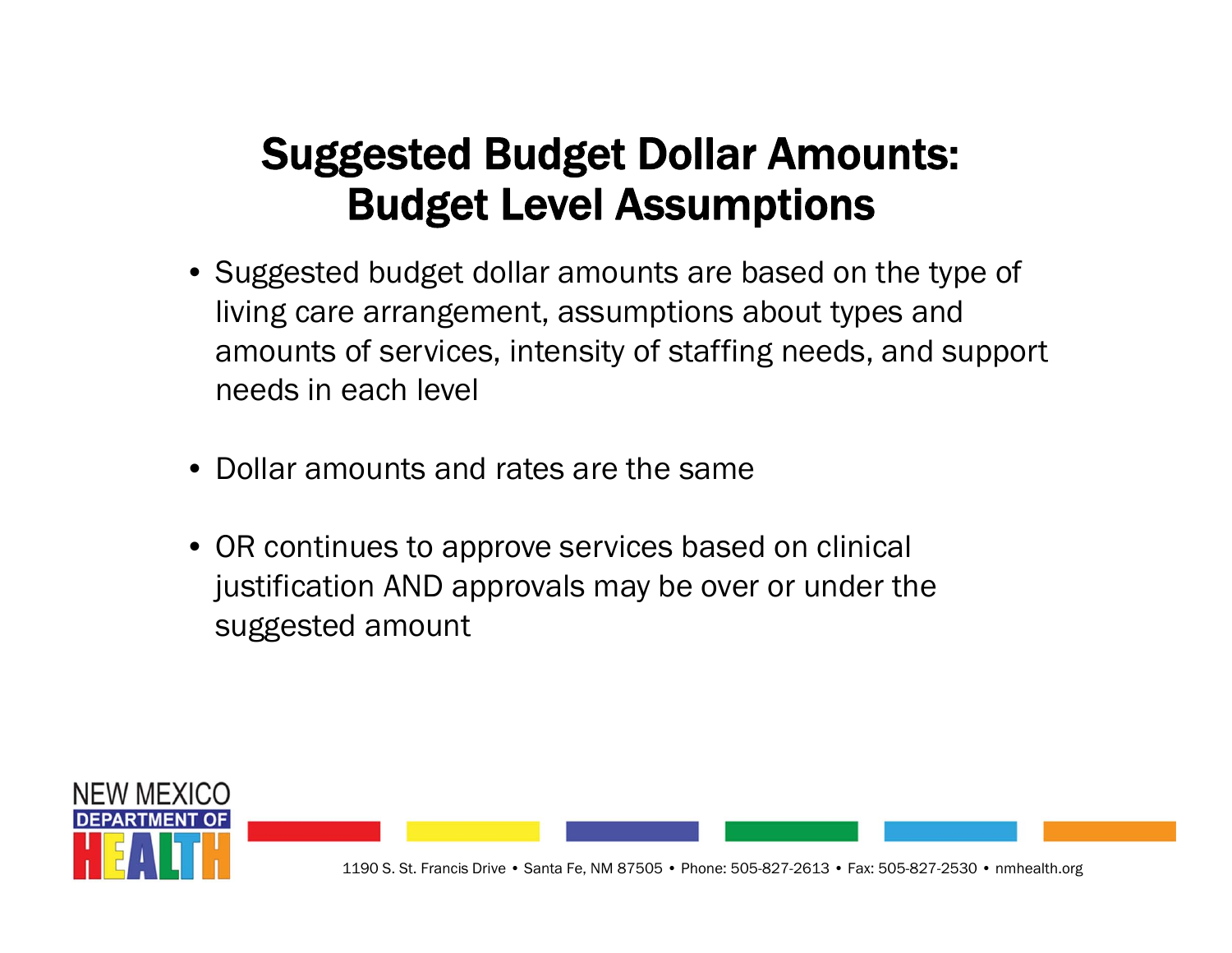# Suggested Budget Dollar Amounts: Budget Level Assumptions

- Suggested budget dollar amounts are based on the type of living care arrangement, assumptions about types and amounts of services, intensity of staffing needs, and support needs in each level

- Dollar amounts and rates are the same

- OR continues to approve services based on clinical justification AND approvals may be over or under the suggested amount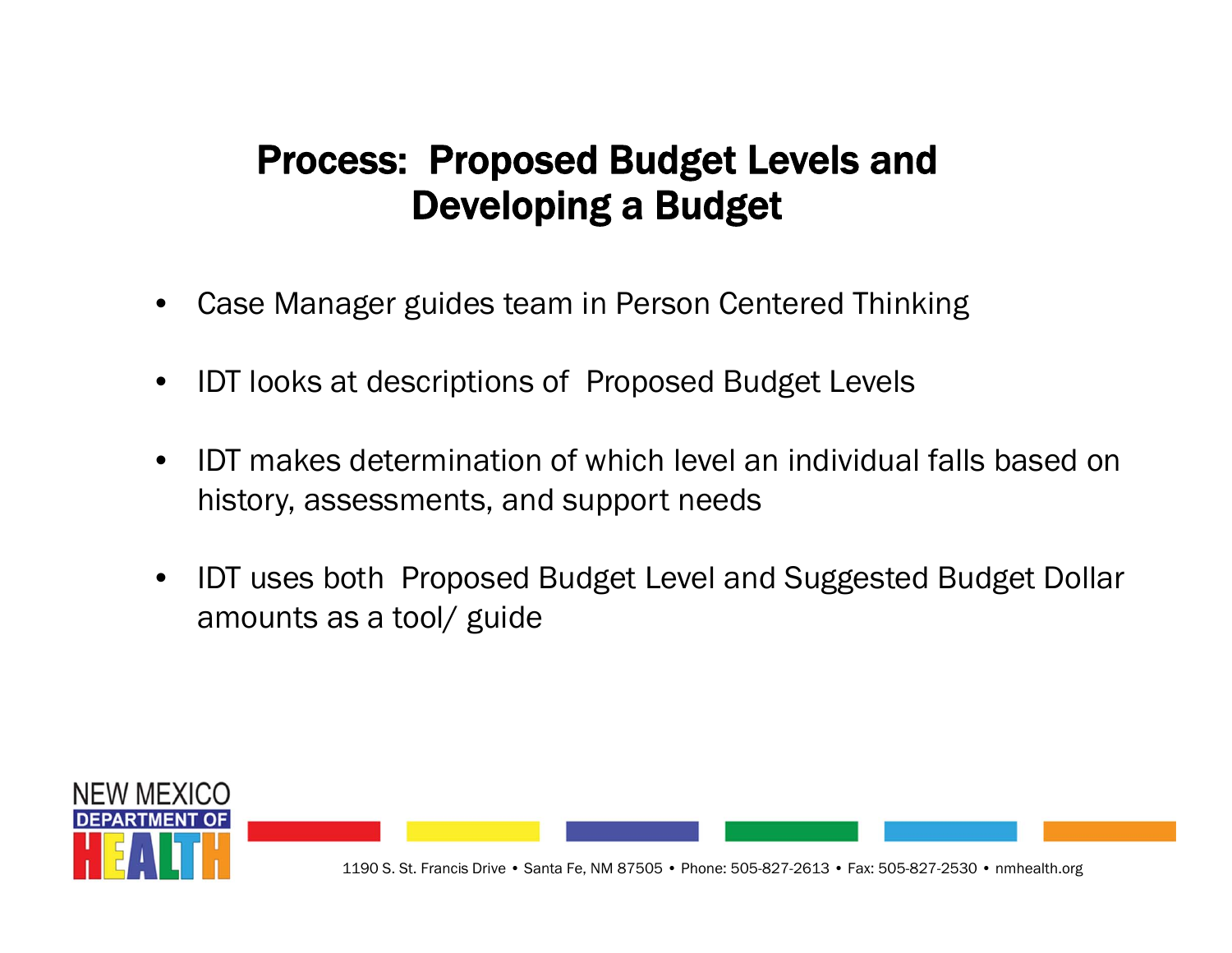# Process: Proposed Budget Levels and Developing a Budget

- Case Manager guides team in Person Centered Thinking
- IDT looks at descriptions of Proposed Budget Levels
- IDT makes determination of which level an individual falls based on history, assessments, and support needs
- IDT uses both Proposed Budget Level and Suggested Budget Dollar amounts as a tool/ guide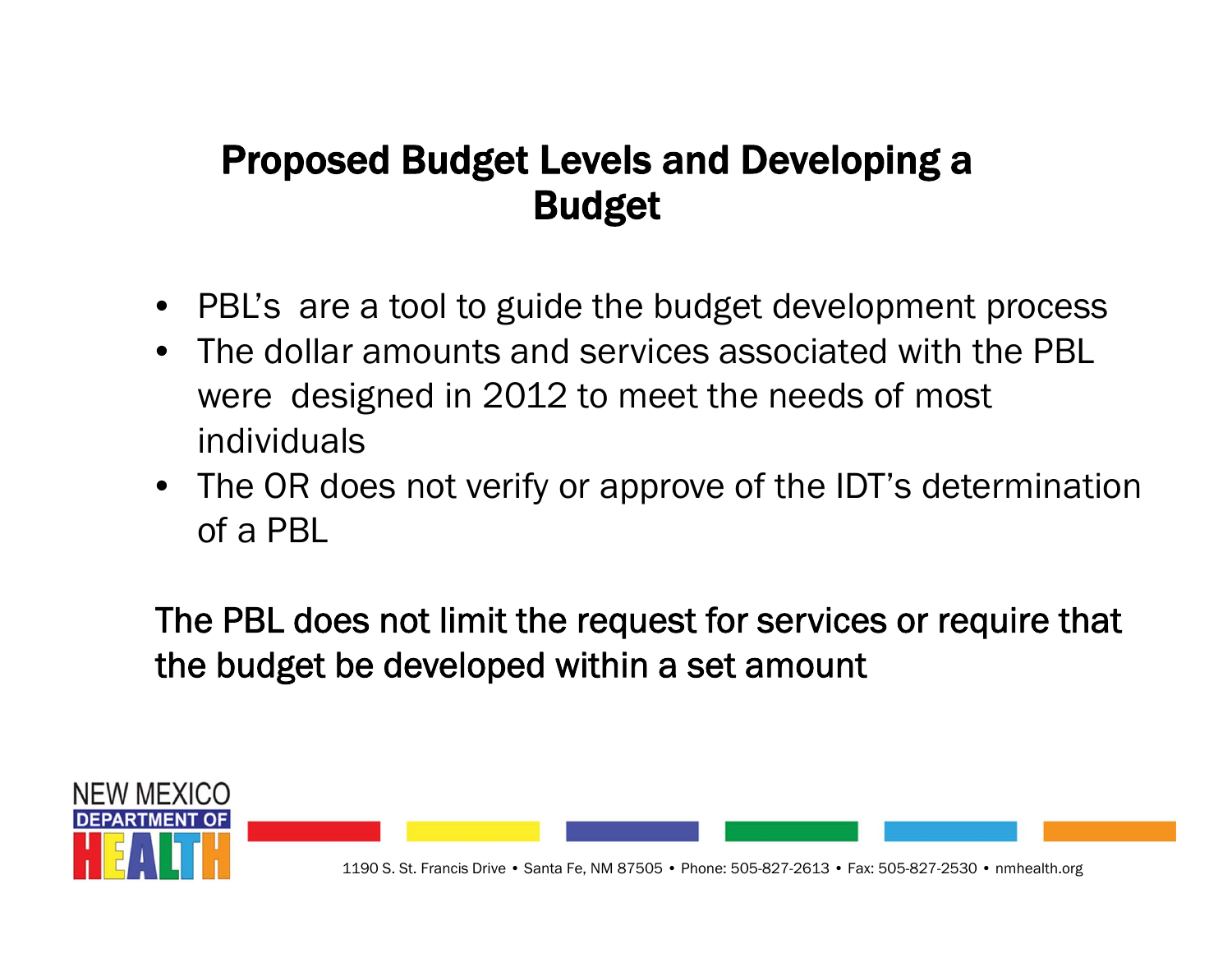# Proposed Budget Levels and Developing a Budget

- PBL's are a tool to guide the budget development process
- The dollar amounts and services associated with the PBL were designed in 2012 to meet the needs of most individuals
- The OR does not verify or approve of the IDT's determination of a PBL

**The PBL does not limit the request for services or require that the budget be developed within a set amount**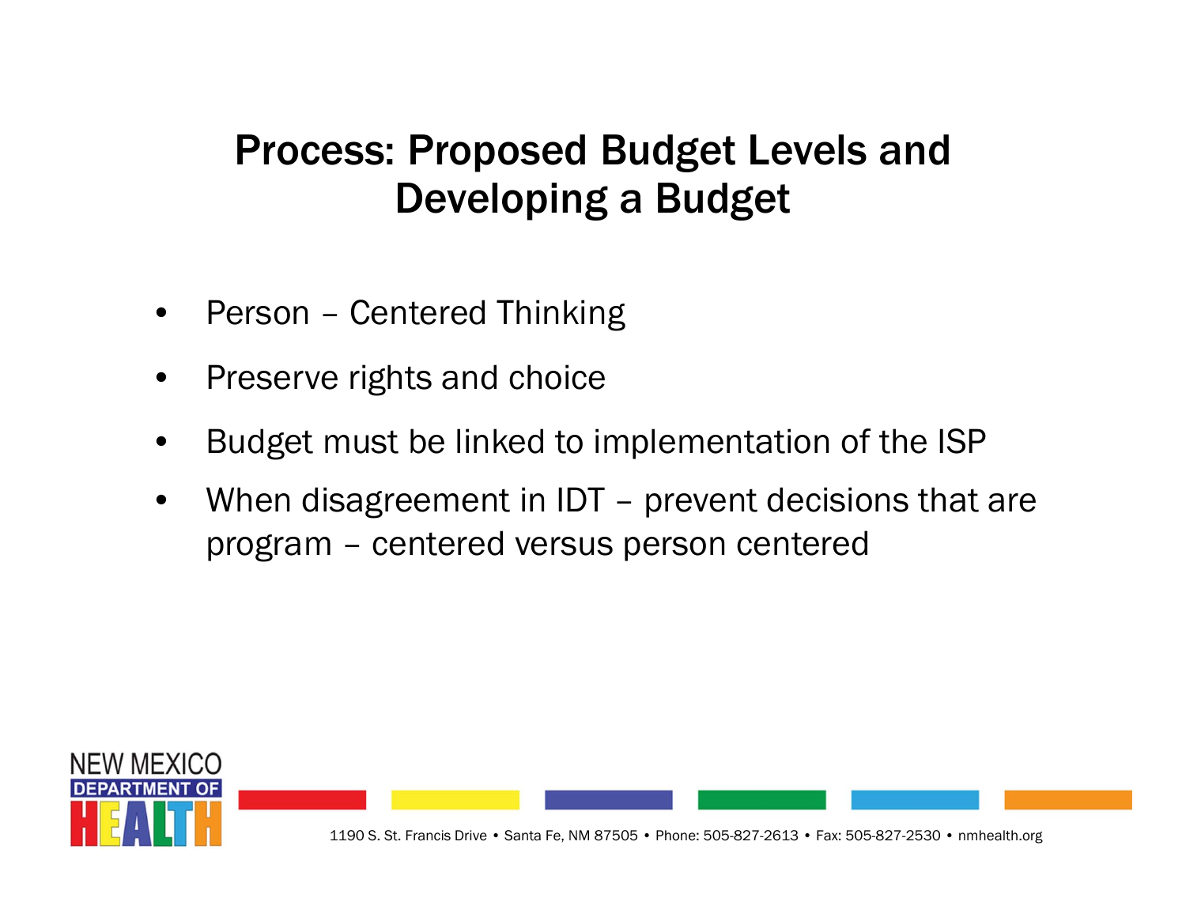# Process: Proposed Budget Levels and Developing a Budget

- Person – Centered Thinking
- Preserve rights and choice
- Budget must be linked to implementation of the ISP
- When disagreement in IDT – prevent decisions that are program – centered versus person centered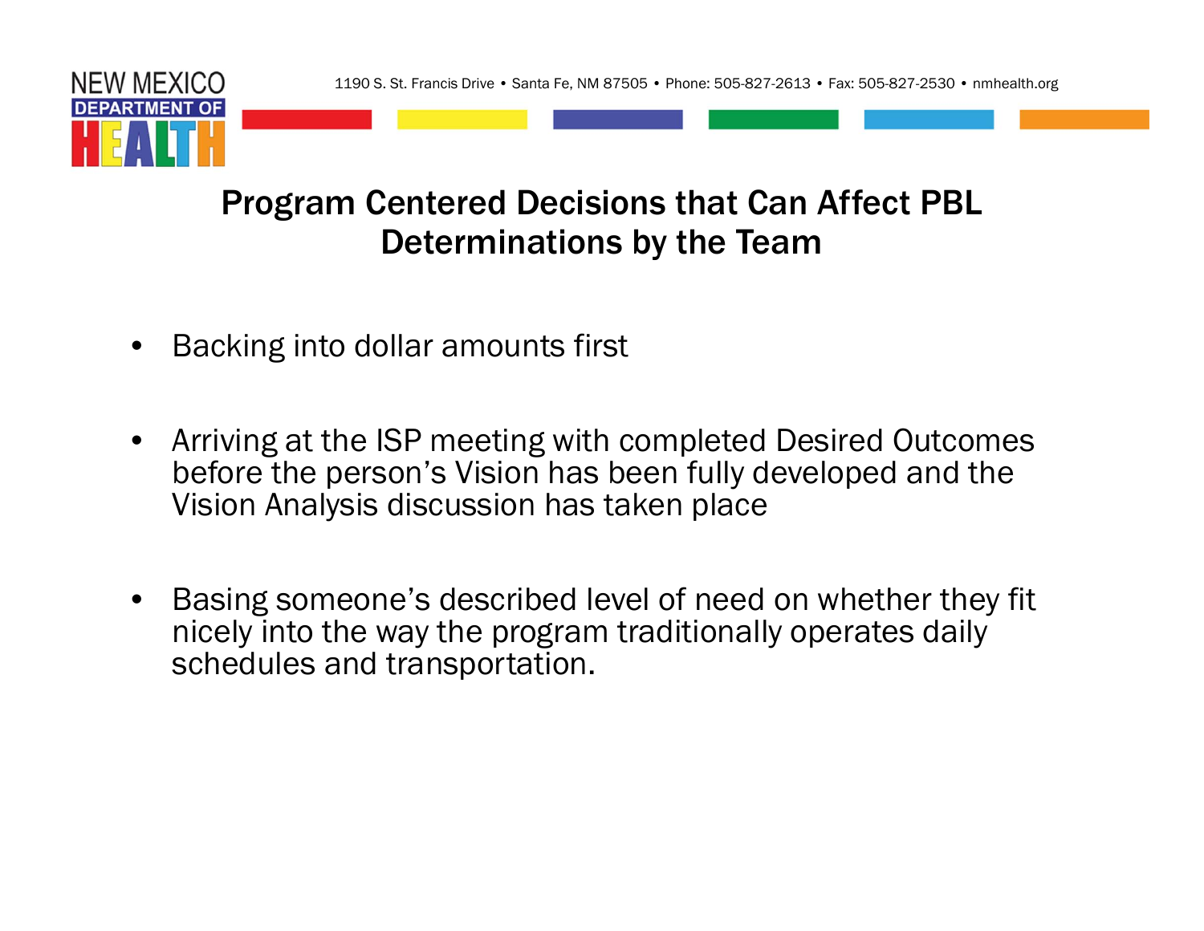# Program Centered Decisions that Can Affect PBL Determinations by the Team

- Backing into dollar amounts first
- Arriving at the ISP meeting with completed Desired Outcomes before the person's Vision has been fully developed and the Vision Analysis discussion has taken place
- Basing someone's described level of need on whether they fit nicely into the way the program traditionally operates daily schedules and transportation.